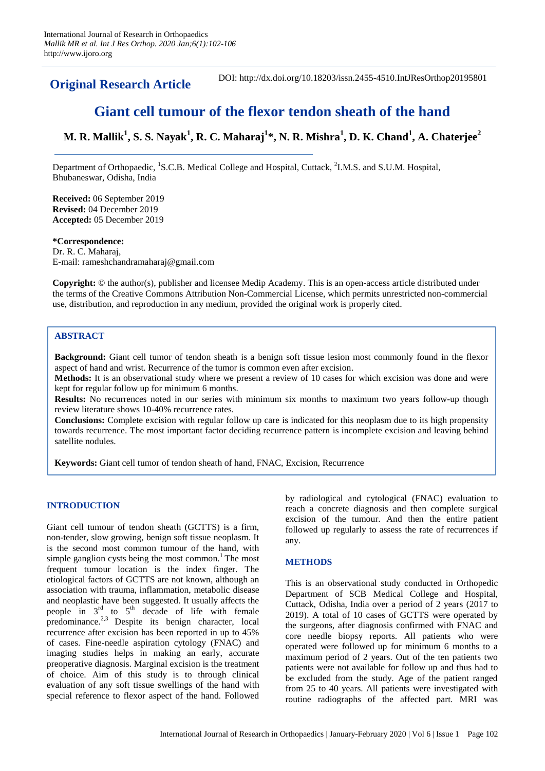**Original Research Article**

DOI: http://dx.doi.org/10.18203/issn.2455-4510.IntJResOrthop20195801

# Giant cell tumour of the flexor tendon sheath of the hand

**M. R. Mallik[1], S. S. Nayak[1], R. C. Maharaj[1]*, N. R. Mishra[1], D. K. Chand[1], A. Chaterjee[2]**

Department of Orthopaedic, [1]S.C.B. Medical College and Hospital, Cuttack, [2]I.M.S. and S.U.M. Hospital, Bhubaneswar, Odisha, India

**Received:** 06 September 2019
**Revised:** 04 December 2019
**Accepted:** 05 December 2019

***Correspondence:**
Dr. R. C. Maharaj,
E-mail: rameshchandramaharaj@gmail.com

**Copyright:** © the author(s), publisher and licensee Medip Academy. This is an open-access article distributed under the terms of the Creative Commons Attribution Non-Commercial License, which permits unrestricted non-commercial use, distribution, and reproduction in any medium, provided the original work is properly cited.

## ABSTRACT

**Background:** Giant cell tumor of tendon sheath is a benign soft tissue lesion most commonly found in the flexor aspect of hand and wrist. Recurrence of the tumor is common even after excision.

**Methods:** It is an observational study where we present a review of 10 cases for which excision was done and were kept for regular follow up for minimum 6 months.

**Results:** No recurrences noted in our series with minimum six months to maximum two years follow-up though review literature shows 10-40% recurrence rates.

**Conclusions:** Complete excision with regular follow up care is indicated for this neoplasm due to its high propensity towards recurrence. The most important factor deciding recurrence pattern is incomplete excision and leaving behind satellite nodules.

**Keywords:** Giant cell tumor of tendon sheath of hand, FNAC, Excision, Recurrence

## INTRODUCTION

Giant cell tumour of tendon sheath (GCTTS) is a firm, non-tender, slow growing, benign soft tissue neoplasm. It is the second most common tumour of the hand, with simple ganglion cysts being the most common.[1] The most frequent tumour location is the index finger. The etiological factors of GCTTS are not known, although an association with trauma, inflammation, metabolic disease and neoplastic have been suggested. It usually affects the people in 3rd to 5th decade of life with female predominance.[2,3] Despite its benign character, local recurrence after excision has been reported in up to 45% of cases. Fine-needle aspiration cytology (FNAC) and imaging studies helps in making an early, accurate preoperative diagnosis. Marginal excision is the treatment of choice. Aim of this study is to through clinical evaluation of any soft tissue swellings of the hand with special reference to flexor aspect of the hand. Followed by radiological and cytological (FNAC) evaluation to reach a concrete diagnosis and then complete surgical excision of the tumour. And then the entire patient followed up regularly to assess the rate of recurrences if any.

## METHODS

This is an observational study conducted in Orthopedic Department of SCB Medical College and Hospital, Cuttack, Odisha, India over a period of 2 years (2017 to 2019). A total of 10 cases of GCTTS were operated by the surgeons, after diagnosis confirmed with FNAC and core needle biopsy reports. All patients who were operated were followed up for minimum 6 months to a maximum period of 2 years. Out of the ten patients two patients were not available for follow up and thus had to be excluded from the study. Age of the patient ranged from 25 to 40 years. All patients were investigated with routine radiographs of the affected part. MRI was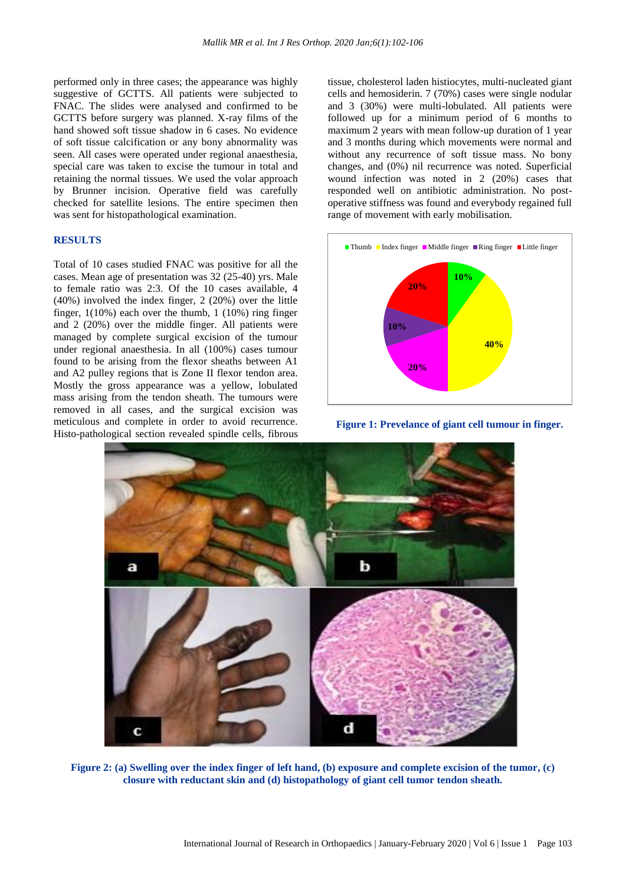performed only in three cases; the appearance was highly suggestive of GCTTS. All patients were subjected to FNAC. The slides were analysed and confirmed to be GCTTS before surgery was planned. X-ray films of the hand showed soft tissue shadow in 6 cases. No evidence of soft tissue calcification or any bony abnormality was seen. All cases were operated under regional anaesthesia, special care was taken to excise the tumour in total and retaining the normal tissues. We used the volar approach by Brunner incision. Operative field was carefully checked for satellite lesions. The entire specimen then was sent for histopathological examination.

## RESULTS

Total of 10 cases studied FNAC was positive for all the cases. Mean age of presentation was 32 (25-40) yrs. Male to female ratio was 2:3. Of the 10 cases available, 4 (40%) involved the index finger, 2 (20%) over the little finger, 1(10%) each over the thumb, 1 (10%) ring finger and 2 (20%) over the middle finger. All patients were managed by complete surgical excision of the tumour under regional anaesthesia. In all (100%) cases tumour found to be arising from the flexor sheaths between A1 and A2 pulley regions that is Zone II flexor tendon area. Mostly the gross appearance was a yellow, lobulated mass arising from the tendon sheath. The tumours were removed in all cases, and the surgical excision was meticulous and complete in order to avoid recurrence. Histo-pathological section revealed spindle cells, fibrous tissue, cholesterol laden histiocytes, multi-nucleated giant cells and hemosiderin. 7 (70%) cases were single nodular and 3 (30%) were multi-lobulated. All patients were followed up for a minimum period of 6 months to maximum 2 years with mean follow-up duration of 1 year and 3 months during which movements were normal and without any recurrence of soft tissue mass. No bony changes, and (0%) nil recurrence was noted. Superficial wound infection was noted in 2 (20%) cases that responded well on antibiotic administration. No post-operative stiffness was found and everybody regained full range of movement with early mobilisation.

**Figure 1: Prevelance of giant cell tumour in finger.**

**Figure 2: (a) Swelling over the index finger of left hand, (b) exposure and complete excision of the tumor, (c) closure with reductant skin and (d) histopathology of giant cell tumor tendon sheath.**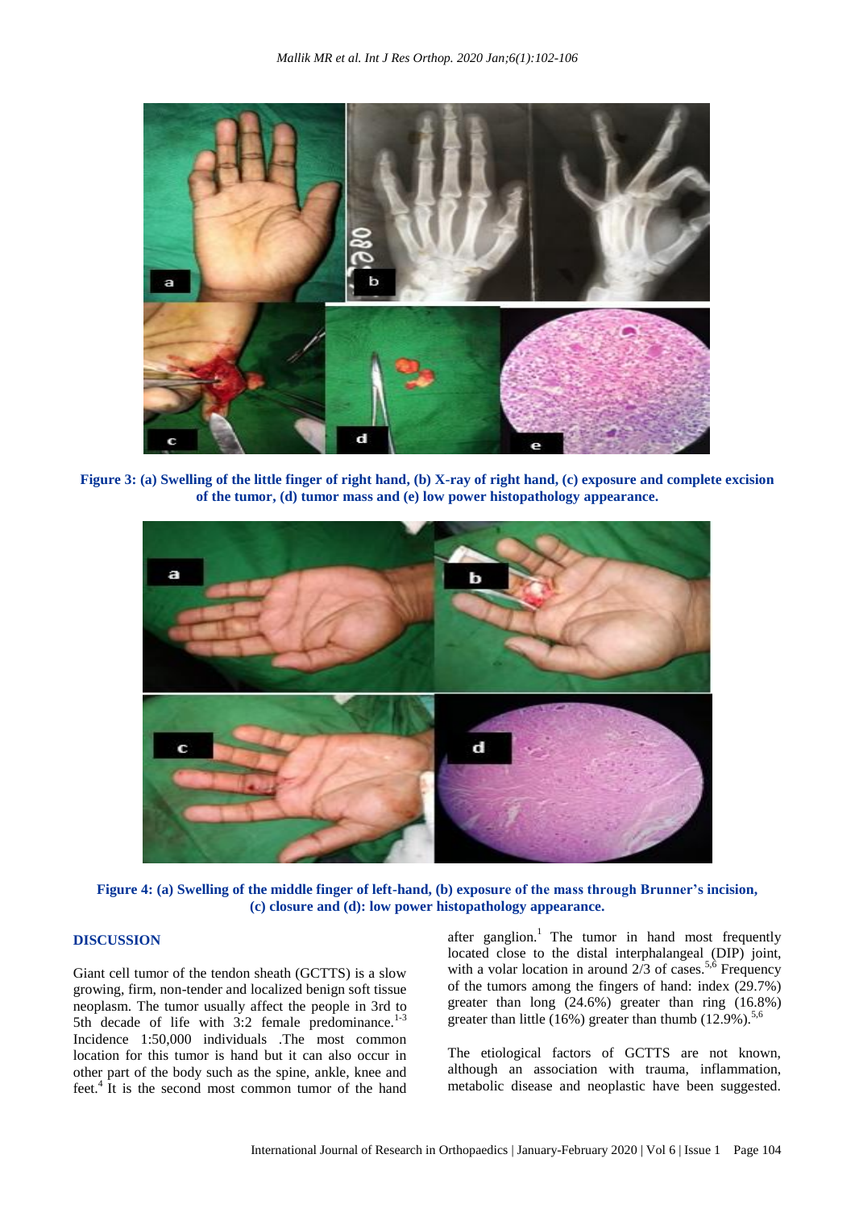Figure 3: (a) Swelling of the little finger of right hand, (b) X-ray of right hand, (c) exposure and complete excision of the tumor, (d) tumor mass and (e) low power histopathology appearance.

Figure 4: (a) Swelling of the middle finger of left-hand, (b) exposure of the mass through Brunner's incision, (c) closure and (d): low power histopathology appearance.

## DISCUSSION

Giant cell tumor of the tendon sheath (GCTTS) is a slow growing, firm, non-tender and localized benign soft tissue neoplasm. The tumor usually affect the people in 3rd to 5th decade of life with 3:2 female predominance.[1-3] Incidence 1:50,000 individuals .The most common location for this tumor is hand but it can also occur in other part of the body such as the spine, ankle, knee and feet.[4] It is the second most common tumor of the hand after ganglion.[1] The tumor in hand most frequently located close to the distal interphalangeal (DIP) joint, with a volar location in around 2/3 of cases.[5,6] Frequency of the tumors among the fingers of hand: index (29.7%) greater than long (24.6%) greater than ring (16.8%) greater than little (16%) greater than thumb (12.9%).[5,6]

The etiological factors of GCTTS are not known, although an association with trauma, inflammation, metabolic disease and neoplastic have been suggested.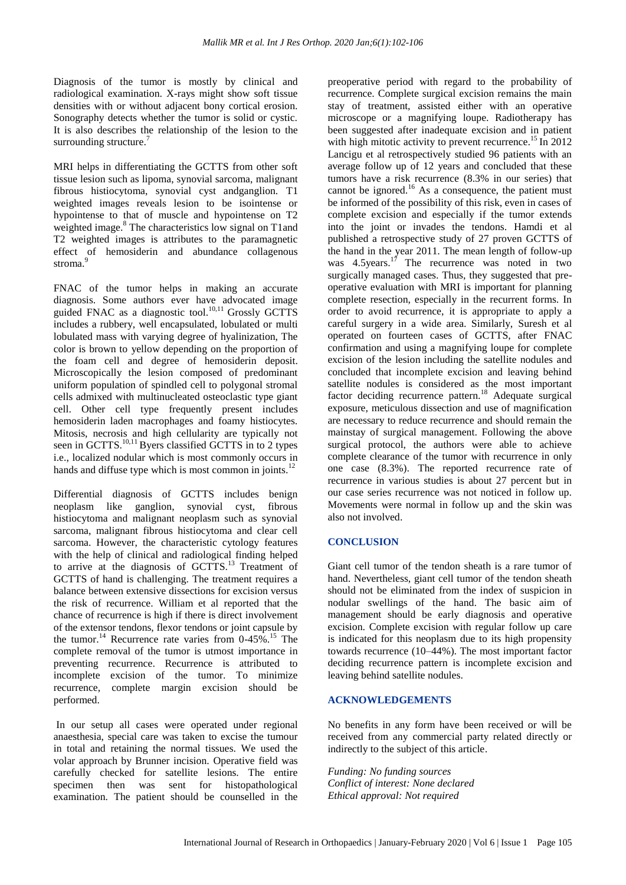Diagnosis of the tumor is mostly by clinical and radiological examination. X-rays might show soft tissue densities with or without adjacent bony cortical erosion. Sonography detects whether the tumor is solid or cystic. It is also describes the relationship of the lesion to the surrounding structure.[7]

MRI helps in differentiating the GCTTS from other soft tissue lesion such as lipoma, synovial sarcoma, malignant fibrous histiocytoma, synovial cyst andganglion. T1 weighted images reveals lesion to be isointense or hypointense to that of muscle and hypointense on T2 weighted image.[8] The characteristics low signal on T1and T2 weighted images is attributes to the paramagnetic effect of hemosiderin and abundance collagenous stroma.[9]

FNAC of the tumor helps in making an accurate diagnosis. Some authors ever have advocated image guided FNAC as a diagnostic tool.[10,11] Grossly GCTTS includes a rubbery, well encapsulated, lobulated or multi lobulated mass with varying degree of hyalinization, The color is brown to yellow depending on the proportion of the foam cell and degree of hemosiderin deposit. Microscopically the lesion composed of predominant uniform population of spindled cell to polygonal stromal cells admixed with multinucleated osteoclastic type giant cell. Other cell type frequently present includes hemosiderin laden macrophages and foamy histiocytes. Mitosis, necrosis and high cellularity are typically not seen in GCTTS.[10,11] Byers classified GCTTS in to 2 types i.e., localized nodular which is most commonly occurs in hands and diffuse type which is most common in joints.[12]

Differential diagnosis of GCTTS includes benign neoplasm like ganglion, synovial cyst, fibrous histiocytoma and malignant neoplasm such as synovial sarcoma, malignant fibrous histiocytoma and clear cell sarcoma. However, the characteristic cytology features with the help of clinical and radiological finding helped to arrive at the diagnosis of GCTTS.[13] Treatment of GCTTS of hand is challenging. The treatment requires a balance between extensive dissections for excision versus the risk of recurrence. William et al reported that the chance of recurrence is high if there is direct involvement of the extensor tendons, flexor tendons or joint capsule by the tumor.[14] Recurrence rate varies from 0-45%.[15] The complete removal of the tumor is utmost importance in preventing recurrence. Recurrence is attributed to incomplete excision of the tumor. To minimize recurrence, complete margin excision should be performed.

In our setup all cases were operated under regional anaesthesia, special care was taken to excise the tumour in total and retaining the normal tissues. We used the volar approach by Brunner incision. Operative field was carefully checked for satellite lesions. The entire specimen then was sent for histopathological examination. The patient should be counselled in the preoperative period with regard to the probability of recurrence. Complete surgical excision remains the main stay of treatment, assisted either with an operative microscope or a magnifying loupe. Radiotherapy has been suggested after inadequate excision and in patient with high mitotic activity to prevent recurrence.[15] In 2012 Lancigu et al retrospectively studied 96 patients with an average follow up of 12 years and concluded that these tumors have a risk recurrence (8.3% in our series) that cannot be ignored.[16] As a consequence, the patient must be informed of the possibility of this risk, even in cases of complete excision and especially if the tumor extends into the joint or invades the tendons. Hamdi et al published a retrospective study of 27 proven GCTTS of the hand in the year 2011. The mean length of follow-up was 4.5years.[17] The recurrence was noted in two surgically managed cases. Thus, they suggested that pre-operative evaluation with MRI is important for planning complete resection, especially in the recurrent forms. In order to avoid recurrence, it is appropriate to apply a careful surgery in a wide area. Similarly, Suresh et al operated on fourteen cases of GCTTS, after FNAC confirmation and using a magnifying loupe for complete excision of the lesion including the satellite nodules and concluded that incomplete excision and leaving behind satellite nodules is considered as the most important factor deciding recurrence pattern.[18] Adequate surgical exposure, meticulous dissection and use of magnification are necessary to reduce recurrence and should remain the mainstay of surgical management. Following the above surgical protocol, the authors were able to achieve complete clearance of the tumor with recurrence in only one case (8.3%). The reported recurrence rate of recurrence in various studies is about 27 percent but in our case series recurrence was not noticed in follow up. Movements were normal in follow up and the skin was also not involved.

## CONCLUSION

Giant cell tumor of the tendon sheath is a rare tumor of hand. Nevertheless, giant cell tumor of the tendon sheath should not be eliminated from the index of suspicion in nodular swellings of the hand. The basic aim of management should be early diagnosis and operative excision. Complete excision with regular follow up care is indicated for this neoplasm due to its high propensity towards recurrence (10–44%). The most important factor deciding recurrence pattern is incomplete excision and leaving behind satellite nodules.

## ACKNOWLEDGEMENTS

No benefits in any form have been received or will be received from any commercial party related directly or indirectly to the subject of this article.

*Funding: No funding sources*
*Conflict of interest: None declared*
*Ethical approval: Not required*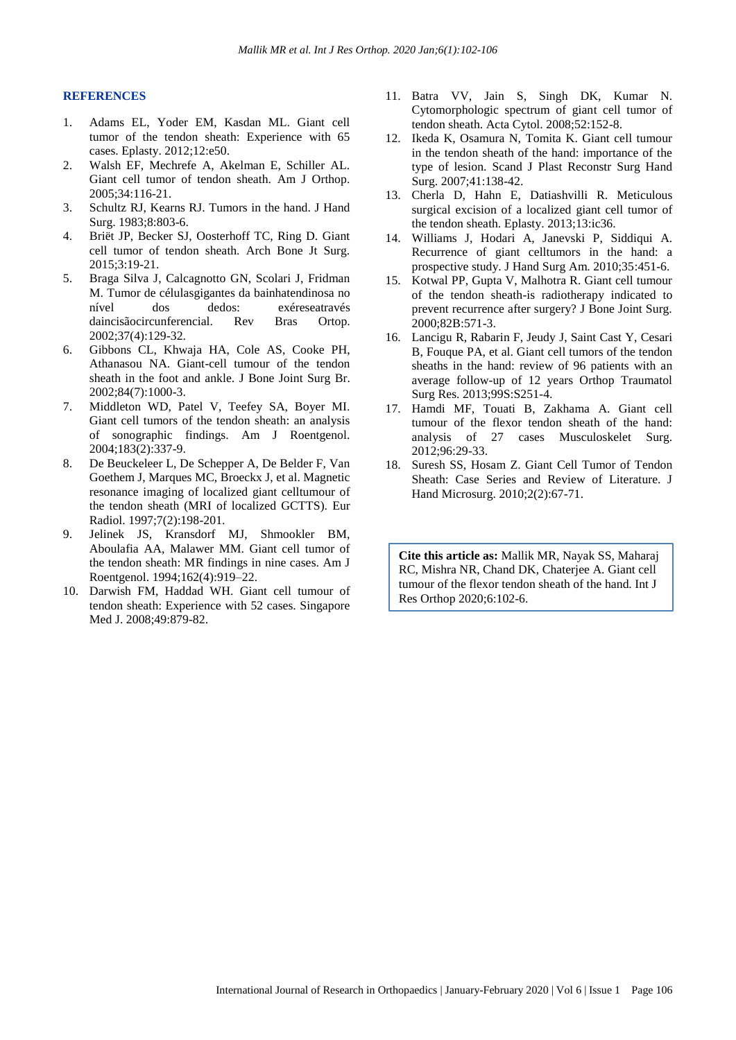## REFERENCES

1. Adams EL, Yoder EM, Kasdan ML. Giant cell tumor of the tendon sheath: Experience with 65 cases. Eplasty. 2012;12:e50.
2. Walsh EF, Mechrefe A, Akelman E, Schiller AL. Giant cell tumor of tendon sheath. Am J Orthop. 2005;34:116-21.
3. Schultz RJ, Kearns RJ. Tumors in the hand. J Hand Surg. 1983;8:803-6.
4. Briët JP, Becker SJ, Oosterhoff TC, Ring D. Giant cell tumor of tendon sheath. Arch Bone Jt Surg. 2015;3:19-21.
5. Braga Silva J, Calcagnotto GN, Scolari J, Fridman M. Tumor de célulasgigantes da bainhatendinosa no nível dos dedos: exéreseatravés daincisãocircunferencial. Rev Bras Ortop. 2002;37(4):129-32.
6. Gibbons CL, Khwaja HA, Cole AS, Cooke PH, Athanasou NA. Giant-cell tumour of the tendon sheath in the foot and ankle. J Bone Joint Surg Br. 2002;84(7):1000-3.
7. Middleton WD, Patel V, Teefey SA, Boyer MI. Giant cell tumors of the tendon sheath: an analysis of sonographic findings. Am J Roentgenol. 2004;183(2):337-9.
8. De Beuckeleer L, De Schepper A, De Belder F, Van Goethem J, Marques MC, Broeckx J, et al. Magnetic resonance imaging of localized giant celltumour of the tendon sheath (MRI of localized GCTTS). Eur Radiol. 1997;7(2):198-201.
9. Jelinek JS, Kransdorf MJ, Shmookler BM, Aboulafia AA, Malawer MM. Giant cell tumor of the tendon sheath: MR findings in nine cases. Am J Roentgenol. 1994;162(4):919–22.
10. Darwish FM, Haddad WH. Giant cell tumour of tendon sheath: Experience with 52 cases. Singapore Med J. 2008;49:879-82.
11. Batra VV, Jain S, Singh DK, Kumar N. Cytomorphologic spectrum of giant cell tumor of tendon sheath. Acta Cytol. 2008;52:152-8.
12. Ikeda K, Osamura N, Tomita K. Giant cell tumour in the tendon sheath of the hand: importance of the type of lesion. Scand J Plast Reconstr Surg Hand Surg. 2007;41:138-42.
13. Cherla D, Hahn E, Datiashvilli R. Meticulous surgical excision of a localized giant cell tumor of the tendon sheath. Eplasty. 2013;13:ic36.
14. Williams J, Hodari A, Janevski P, Siddiqui A. Recurrence of giant celltumors in the hand: a prospective study. J Hand Surg Am. 2010;35:451-6.
15. Kotwal PP, Gupta V, Malhotra R. Giant cell tumour of the tendon sheath-is radiotherapy indicated to prevent recurrence after surgery? J Bone Joint Surg. 2000;82B:571-3.
16. Lancigu R, Rabarin F, Jeudy J, Saint Cast Y, Cesari B, Fouque PA, et al. Giant cell tumors of the tendon sheaths in the hand: review of 96 patients with an average follow-up of 12 years Orthop Traumatol Surg Res. 2013;99S:S251-4.
17. Hamdi MF, Touati B, Zakhama A. Giant cell tumour of the flexor tendon sheath of the hand: analysis of 27 cases Musculoskelet Surg. 2012;96:29-33.
18. Suresh SS, Hosam Z. Giant Cell Tumor of Tendon Sheath: Case Series and Review of Literature. J Hand Microsurg. 2010;2(2):67-71.

**Cite this article as:** Mallik MR, Nayak SS, Maharaj RC, Mishra NR, Chand DK, Chaterjee A. Giant cell tumour of the flexor tendon sheath of the hand. Int J Res Orthop 2020;6:102-6.